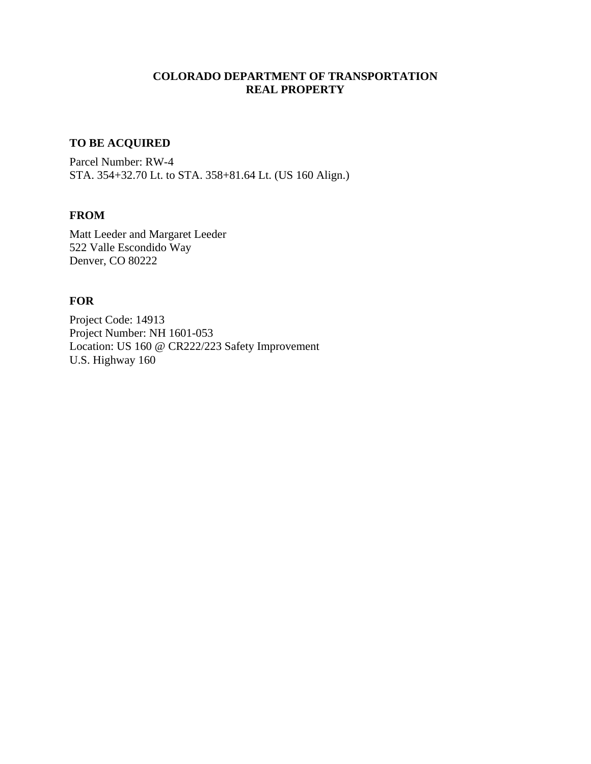**COLORADO DEPARTMENT OF TRANSPORTATION**
**REAL PROPERTY**

## TO BE ACQUIRED

Parcel Number: RW-4
STA. 354+32.70 Lt. to STA. 358+81.64 Lt. (US 160 Align.)

## FROM

Matt Leeder and Margaret Leeder
522 Valle Escondido Way
Denver, CO 80222

## FOR

Project Code: 14913
Project Number: NH 1601-053
Location: US 160 @ CR222/223 Safety Improvement
U.S. Highway 160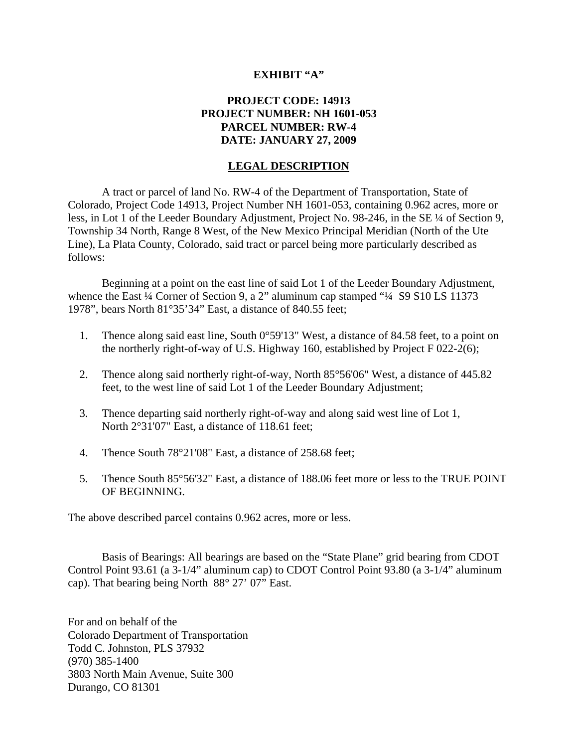**EXHIBIT "A"**

**PROJECT CODE: 14913**
**PROJECT NUMBER: NH 1601-053**
**PARCEL NUMBER: RW-4**
**DATE: JANUARY 27, 2009**

**<u>LEGAL DESCRIPTION</u>**

A tract or parcel of land No. RW-4 of the Department of Transportation, State of Colorado, Project Code 14913, Project Number NH 1601-053, containing 0.962 acres, more or less, in Lot 1 of the Leeder Boundary Adjustment, Project No. 98-246, in the SE ¼ of Section 9, Township 34 North, Range 8 West, of the New Mexico Principal Meridian (North of the Ute Line), La Plata County, Colorado, said tract or parcel being more particularly described as follows:

Beginning at a point on the east line of said Lot 1 of the Leeder Boundary Adjustment, whence the East ¼ Corner of Section 9, a 2" aluminum cap stamped "¼ S9 S10 LS 11373 1978", bears North 81°35'34" East, a distance of 840.55 feet;

1. Thence along said east line, South 0°59'13" West, a distance of 84.58 feet, to a point on the northerly right-of-way of U.S. Highway 160, established by Project F 022-2(6);
2. Thence along said northerly right-of-way, North 85°56'06" West, a distance of 445.82 feet, to the west line of said Lot 1 of the Leeder Boundary Adjustment;
3. Thence departing said northerly right-of-way and along said west line of Lot 1, North 2°31'07" East, a distance of 118.61 feet;
4. Thence South 78°21'08" East, a distance of 258.68 feet;
5. Thence South 85°56'32" East, a distance of 188.06 feet more or less to the TRUE POINT OF BEGINNING.

The above described parcel contains 0.962 acres, more or less.

Basis of Bearings: All bearings are based on the "State Plane" grid bearing from CDOT Control Point 93.61 (a 3-1/4" aluminum cap) to CDOT Control Point 93.80 (a 3-1/4" aluminum cap). That bearing being North 88° 27' 07" East.

For and on behalf of the
Colorado Department of Transportation
Todd C. Johnston, PLS 37932
(970) 385-1400
3803 North Main Avenue, Suite 300
Durango, CO 81301